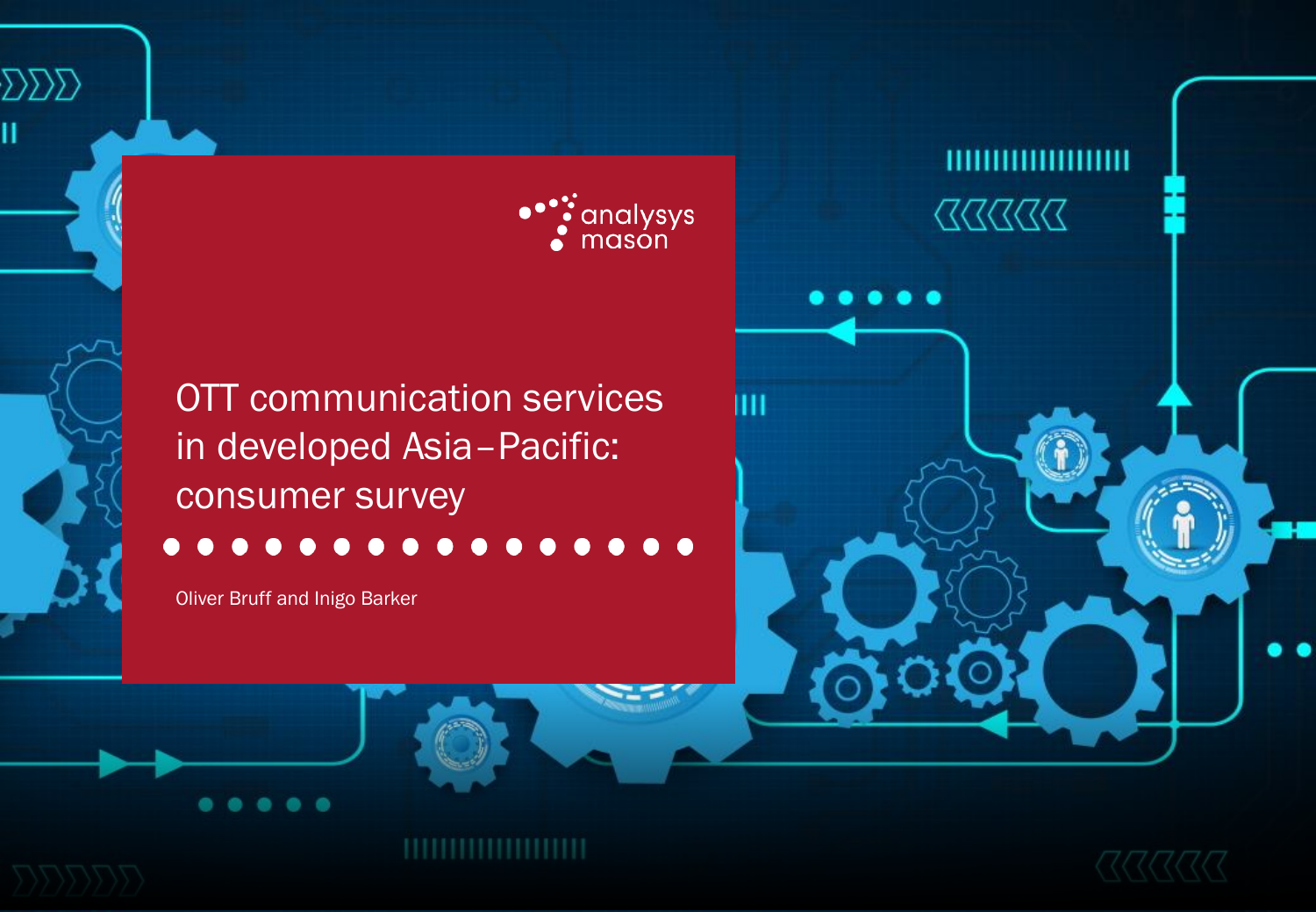analysys mason

# OTT communication services in developed Asia–Pacific: consumer survey

Oliver Bruff and Inigo Barker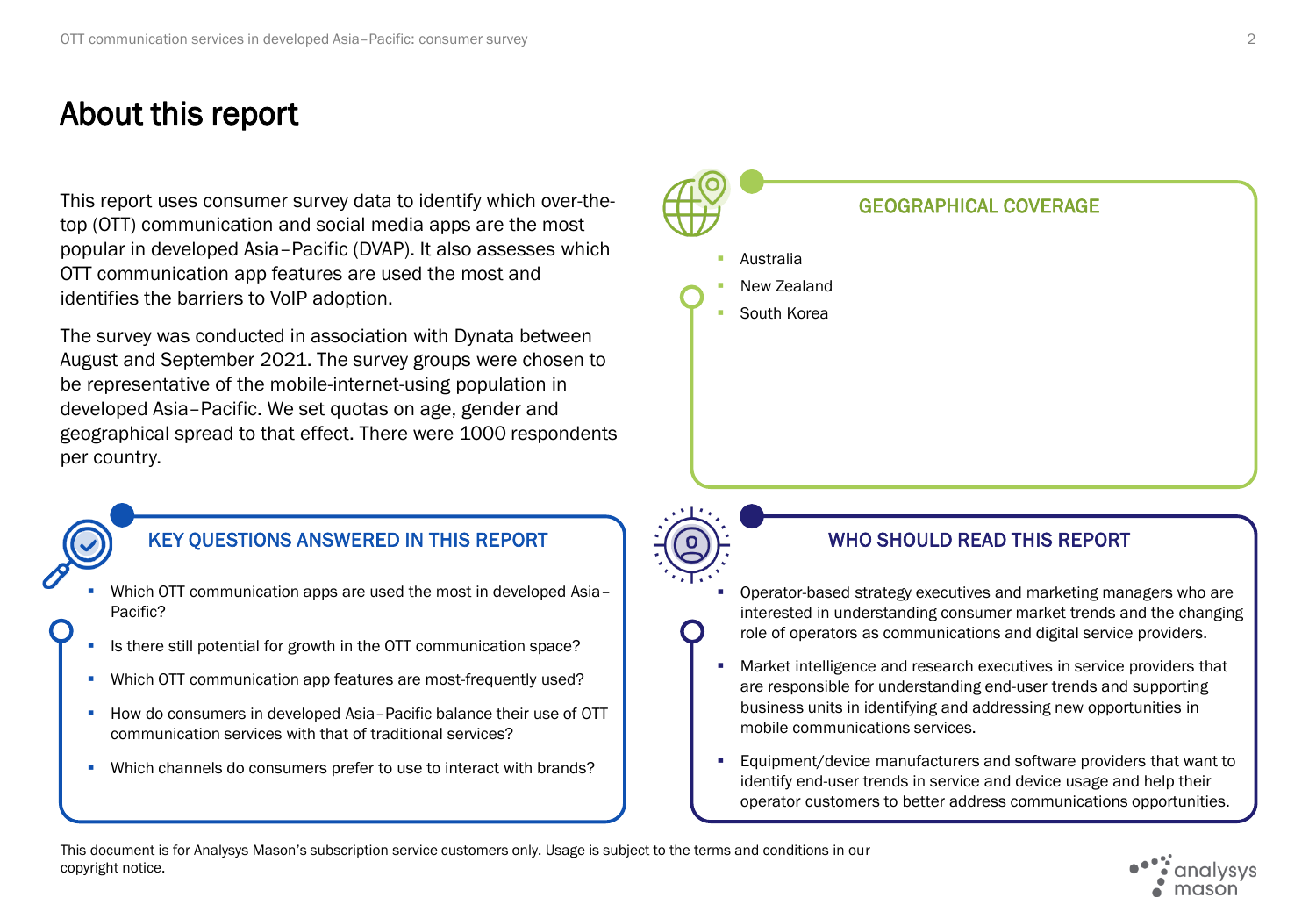# About this report

This report uses consumer survey data to identify which over-the-top (OTT) communication and social media apps are the most popular in developed Asia–Pacific (DVAP). It also assesses which OTT communication app features are used the most and identifies the barriers to VoIP adoption.

The survey was conducted in association with Dynata between August and September 2021. The survey groups were chosen to be representative of the mobile-internet-using population in developed Asia–Pacific. We set quotas on age, gender and geographical spread to that effect. There were 1000 respondents per country.

## GEOGRAPHICAL COVERAGE

- Australia
- New Zealand
- South Korea

## KEY QUESTIONS ANSWERED IN THIS REPORT

- Which OTT communication apps are used the most in developed Asia–Pacific?
- Is there still potential for growth in the OTT communication space?
- Which OTT communication app features are most-frequently used?
- How do consumers in developed Asia–Pacific balance their use of OTT communication services with that of traditional services?
- Which channels do consumers prefer to use to interact with brands?

## WHO SHOULD READ THIS REPORT

- Operator-based strategy executives and marketing managers who are interested in understanding consumer market trends and the changing role of operators as communications and digital service providers.
- Market intelligence and research executives in service providers that are responsible for understanding end-user trends and supporting business units in identifying and addressing new opportunities in mobile communications services.
- Equipment/device manufacturers and software providers that want to identify end-user trends in service and device usage and help their operator customers to better address communications opportunities.

This document is for Analysys Mason's subscription service customers only. Usage is subject to the terms and conditions in our copyright notice.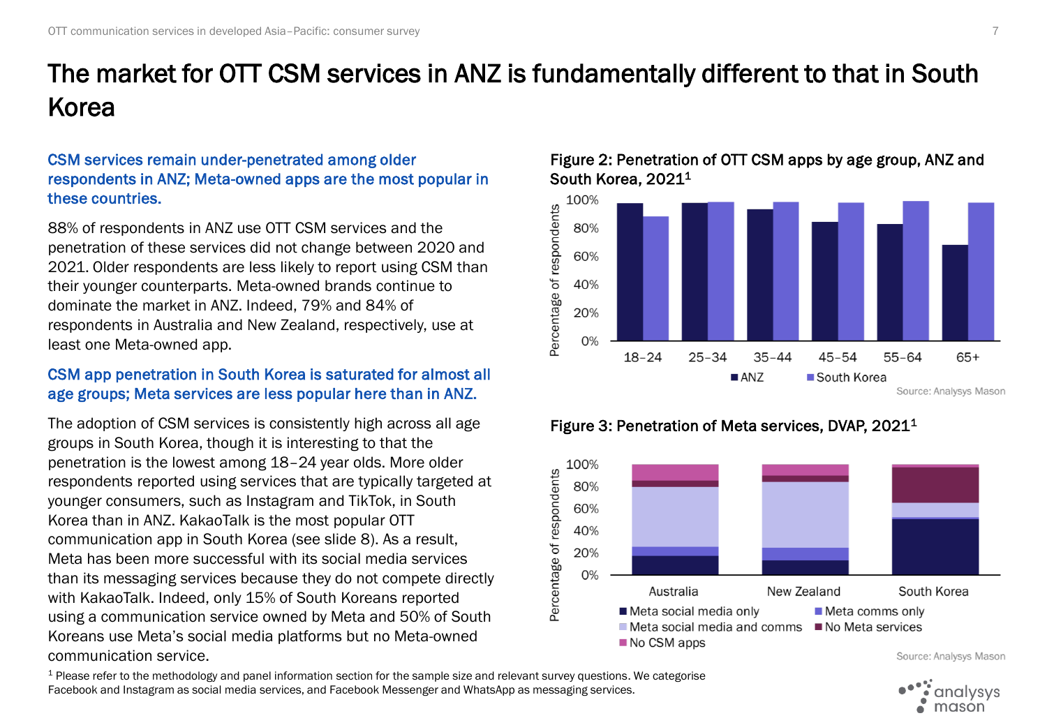# The market for OTT CSM services in ANZ is fundamentally different to that in South Korea

### CSM services remain under-penetrated among older respondents in ANZ; Meta-owned apps are the most popular in these countries.

88% of respondents in ANZ use OTT CSM services and the penetration of these services did not change between 2020 and 2021. Older respondents are less likely to report using CSM than their younger counterparts. Meta-owned brands continue to dominate the market in ANZ. Indeed, 79% and 84% of respondents in Australia and New Zealand, respectively, use at least one Meta-owned app.

### CSM app penetration in South Korea is saturated for almost all age groups; Meta services are less popular here than in ANZ.

The adoption of CSM services is consistently high across all age groups in South Korea, though it is interesting to that the penetration is the lowest among 18–24 year olds. More older respondents reported using services that are typically targeted at younger consumers, such as Instagram and TikTok, in South Korea than in ANZ. KakaoTalk is the most popular OTT communication app in South Korea (see slide 8). As a result, Meta has been more successful with its social media services than its messaging services because they do not compete directly with KakaoTalk. Indeed, only 15% of South Koreans reported using a communication service owned by Meta and 50% of South Koreans use Meta's social media platforms but no Meta-owned communication service.

**Figure 2: Penetration of OTT CSM apps by age group, ANZ and South Korea, 2021[1]**

Source: Analysys Mason

**Figure 3: Penetration of Meta services, DVAP, 2021[1]**

Source: Analysys Mason

[1] Please refer to the methodology and panel information section for the sample size and relevant survey questions. We categorise Facebook and Instagram as social media services, and Facebook Messenger and WhatsApp as messaging services.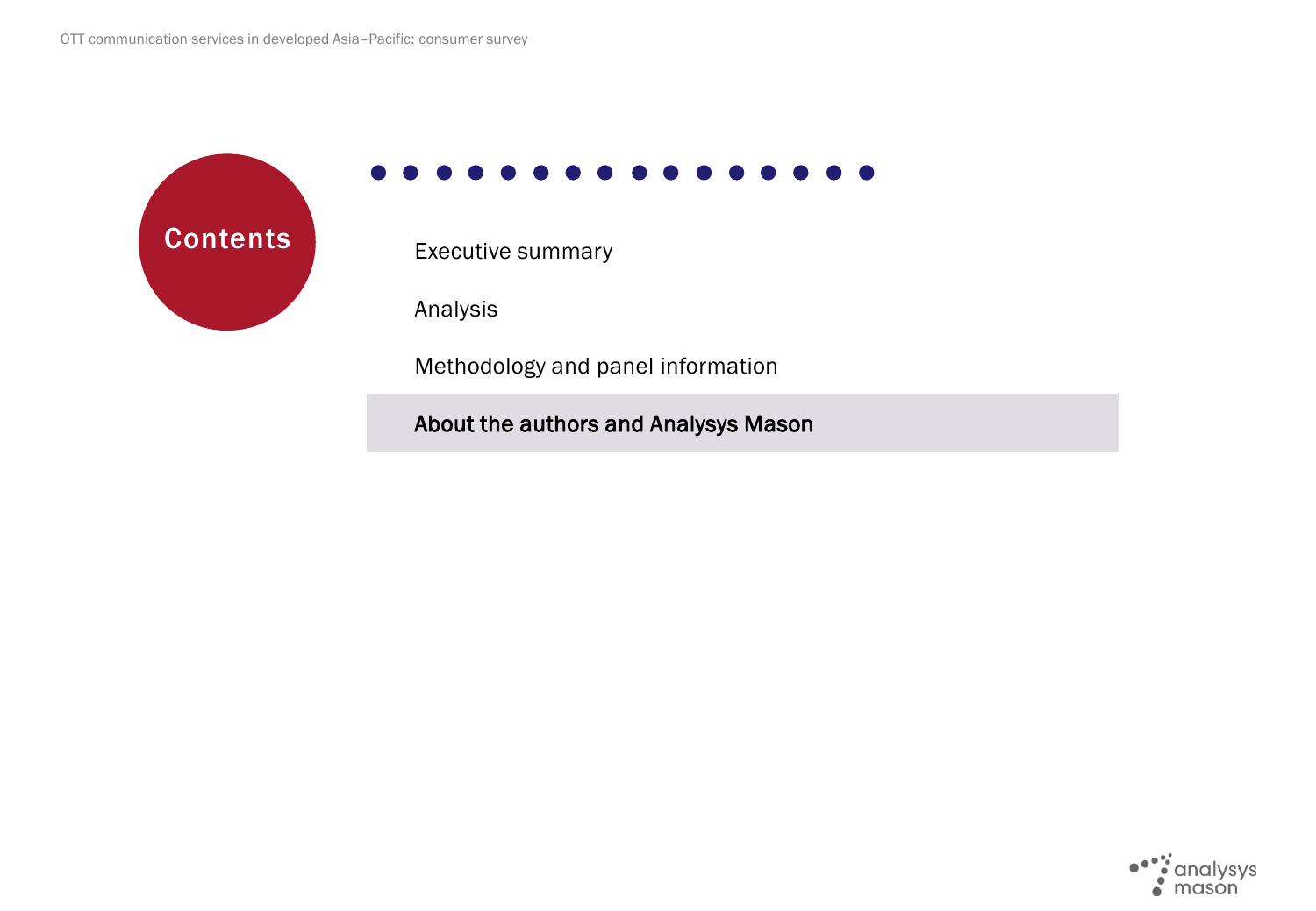# Contents

Executive summary

Analysis

Methodology and panel information

**About the authors and Analysys Mason**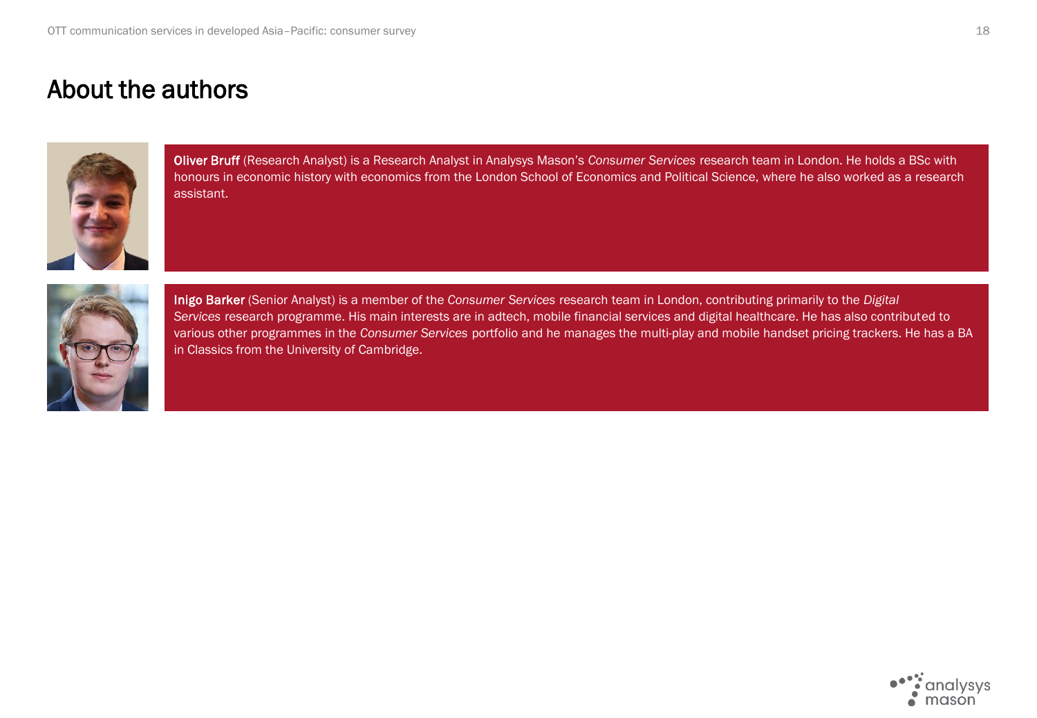# About the authors

**Oliver Bruff** (Research Analyst) is a Research Analyst in Analysys Mason's *Consumer Services* research team in London. He holds a BSc with honours in economic history with economics from the London School of Economics and Political Science, where he also worked as a research assistant.

**Inigo Barker** (Senior Analyst) is a member of the *Consumer Services* research team in London, contributing primarily to the *Digital Services* research programme. His main interests are in adtech, mobile financial services and digital healthcare. He has also contributed to various other programmes in the *Consumer Services* portfolio and he manages the multi-play and mobile handset pricing trackers. He has a BA in Classics from the University of Cambridge.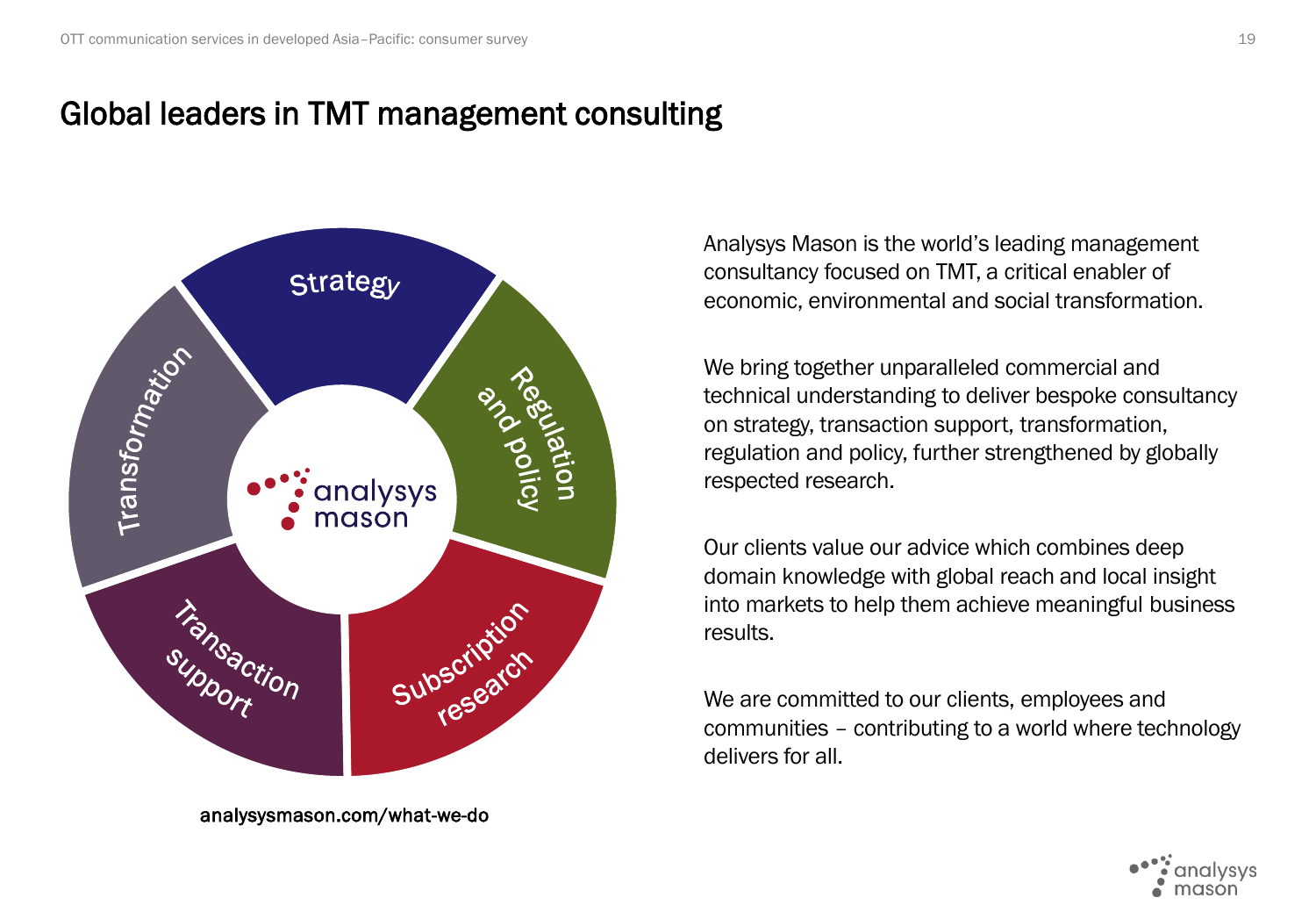# Global leaders in TMT management consulting

Strategy

Regulation and policy

Subscription research

Transaction support

Transformation

analysys mason

analysysmason.com/what-we-do

Analysys Mason is the world's leading management consultancy focused on TMT, a critical enabler of economic, environmental and social transformation.

We bring together unparalleled commercial and technical understanding to deliver bespoke consultancy on strategy, transaction support, transformation, regulation and policy, further strengthened by globally respected research.

Our clients value our advice which combines deep domain knowledge with global reach and local insight into markets to help them achieve meaningful business results.

We are committed to our clients, employees and communities – contributing to a world where technology delivers for all.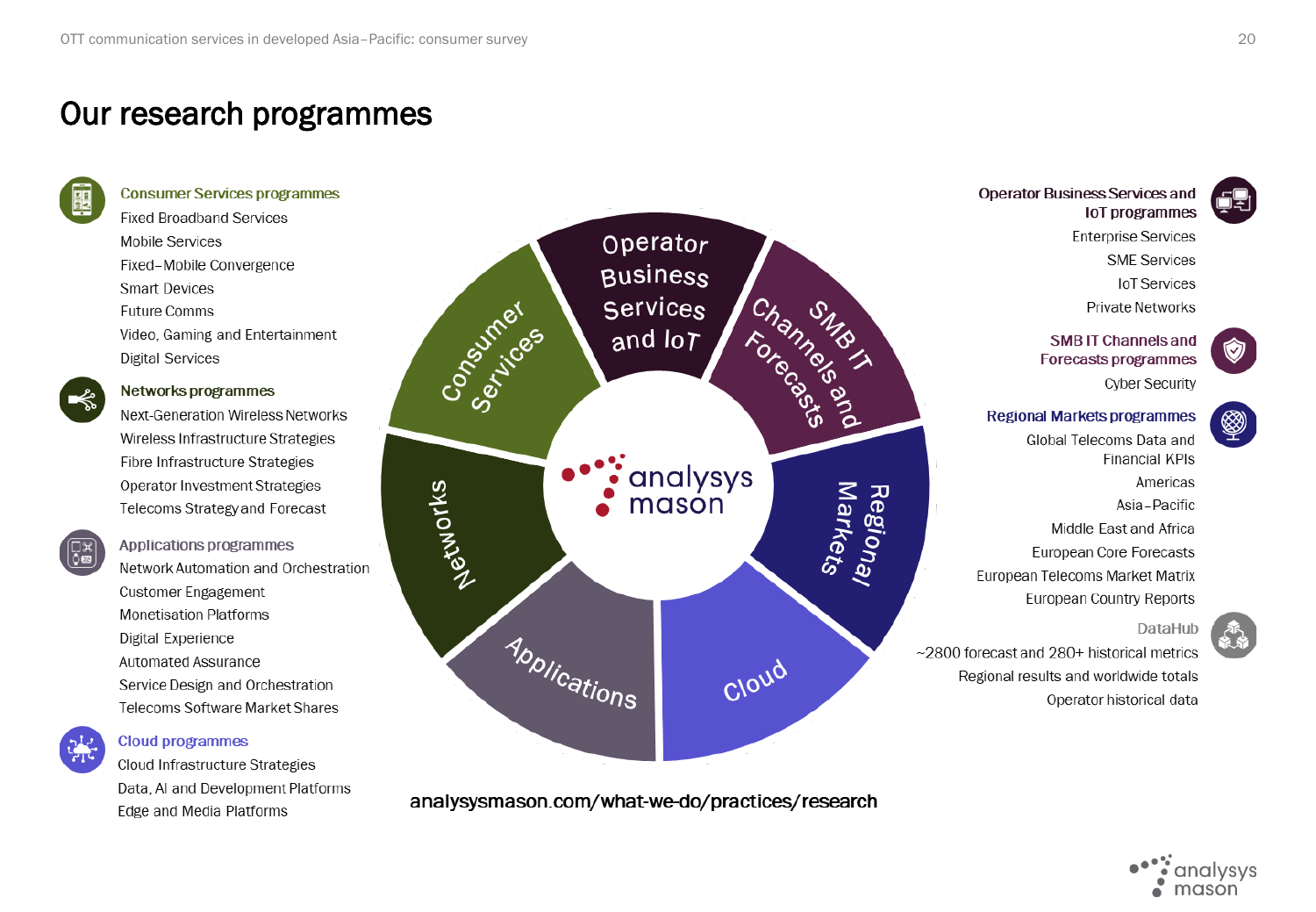# Our research programmes

**Consumer Services programmes**

- Fixed Broadband Services
- Mobile Services
- Fixed–Mobile Convergence
- Smart Devices
- Future Comms
- Video, Gaming and Entertainment
- Digital Services

**Networks programmes**

- Next-Generation Wireless Networks
- Wireless Infrastructure Strategies
- Fibre Infrastructure Strategies
- Operator Investment Strategies
- Telecoms Strategy and Forecast

**Applications programmes**

- Network Automation and Orchestration
- Customer Engagement
- Monetisation Platforms
- Digital Experience
- Automated Assurance
- Service Design and Orchestration
- Telecoms Software Market Shares

**Cloud programmes**

- Cloud Infrastructure Strategies
- Data, AI and Development Platforms
- Edge and Media Platforms

**Operator Business Services and IoT programmes**

- Enterprise Services
- SME Services
- IoT Services
- Private Networks

**SMB IT Channels and Forecasts programmes**

- Cyber Security

**Regional Markets programmes**

- Global Telecoms Data and Financial KPIs
- Americas
- Asia–Pacific
- Middle East and Africa
- European Core Forecasts
- European Telecoms Market Matrix
- European Country Reports

**DataHub**

- ~2800 forecast and 280+ historical metrics
- Regional results and worldwide totals
- Operator historical data

Consumer Services | Operator Business Services and IoT | SMB IT Channels and Forecasts | Regional Markets | Cloud | Applications | Networks

analysys mason

analysysmason.com/what-we-do/practices/research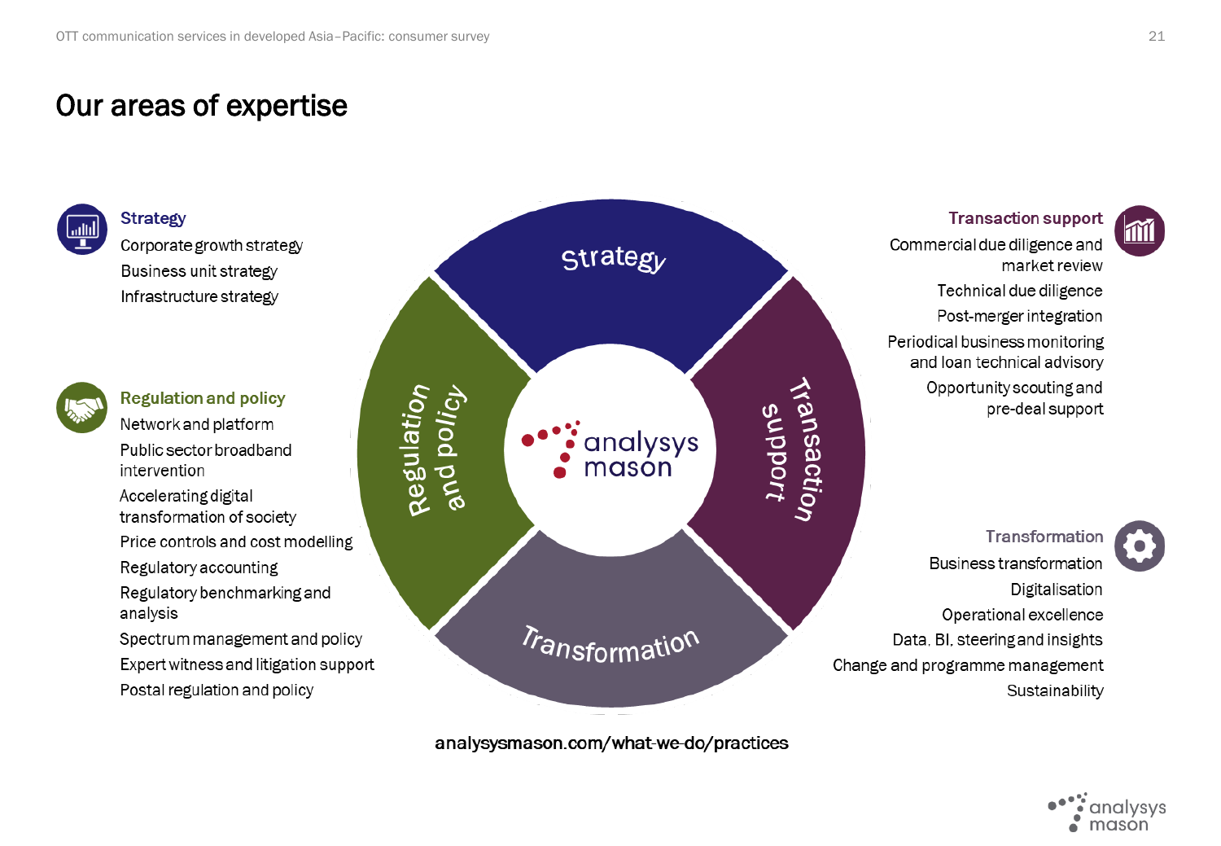# Our areas of expertise

### Strategy

- Corporate growth strategy
- Business unit strategy
- Infrastructure strategy

### Regulation and policy

- Network and platform
- Public sector broadband intervention
- Accelerating digital transformation of society
- Price controls and cost modelling
- Regulatory accounting
- Regulatory benchmarking and analysis
- Spectrum management and policy
- Expert witness and litigation support
- Postal regulation and policy

### Transaction support

- Commercial due diligence and market review
- Technical due diligence
- Post-merger integration
- Periodical business monitoring and loan technical advisory
- Opportunity scouting and pre-deal support

### Transformation

- Business transformation
- Digitalisation
- Operational excellence
- Data, BI, steering and insights
- Change and programme management
- Sustainability

analysysmason.com/what-we-do/practices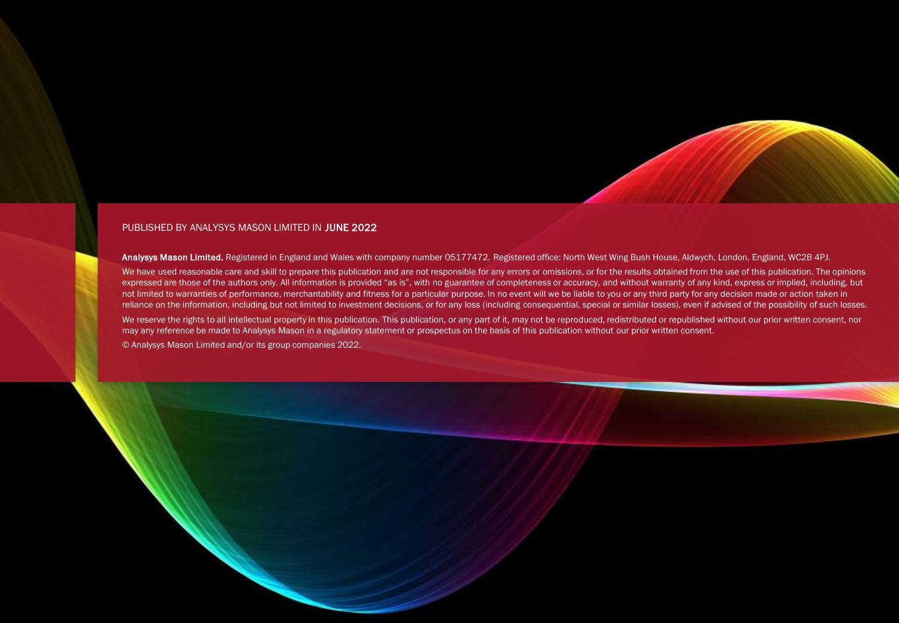PUBLISHED BY ANALYSYS MASON LIMITED IN **JUNE 2022**

**Analysys Mason Limited.** Registered in England and Wales with company number 05177472. Registered office: North West Wing Bush House, Aldwych, London, England, WC2B 4PJ.

We have used reasonable care and skill to prepare this publication and are not responsible for any errors or omissions, or for the results obtained from the use of this publication. The opinions expressed are those of the authors only. All information is provided "as is", with no guarantee of completeness or accuracy, and without warranty of any kind, express or implied, including, but not limited to warranties of performance, merchantability and fitness for a particular purpose. In no event will we be liable to you or any third party for any decision made or action taken in reliance on the information, including but not limited to investment decisions, or for any loss (including consequential, special or similar losses), even if advised of the possibility of such losses.

We reserve the rights to all intellectual property in this publication. This publication, or any part of it, may not be reproduced, redistributed or republished without our prior written consent, nor may any reference be made to Analysys Mason in a regulatory statement or prospectus on the basis of this publication without our prior written consent.

© Analysys Mason Limited and/or its group companies 2022.